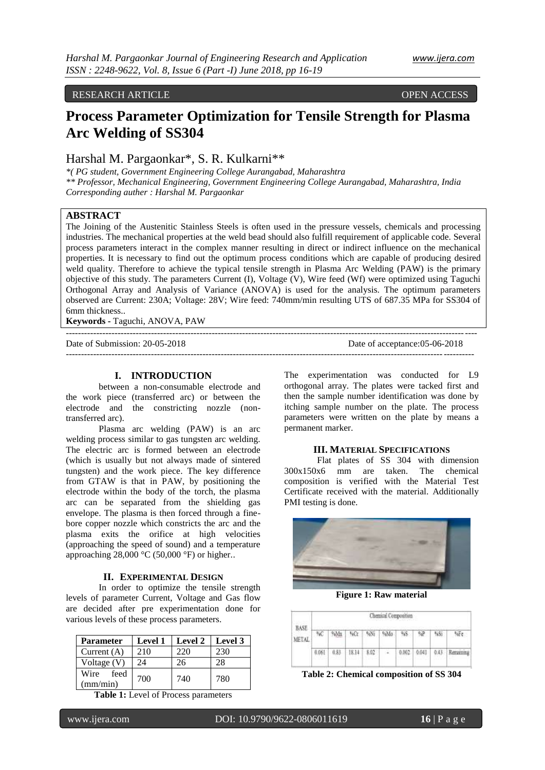RESEARCH ARTICLE OPEN ACCESS

# Process Parameter Optimization for Tensile Strength for Plasma Arc Welding of SS304

Harshal M. Pargaonkar*, S. R. Kulkarni**

*( PG student, Government Engineering College Aurangabad, Maharashtra
** Professor, Mechanical Engineering, Government Engineering College Aurangabad, Maharashtra, India
Corresponding auther : Harshal M. Pargaonkar

## ABSTRACT

The Joining of the Austenitic Stainless Steels is often used in the pressure vessels, chemicals and processing industries. The mechanical properties at the weld bead should also fulfill requirement of applicable code. Several process parameters interact in the complex manner resulting in direct or indirect influence on the mechanical properties. It is necessary to find out the optimum process conditions which are capable of producing desired weld quality. Therefore to achieve the typical tensile strength in Plasma Arc Welding (PAW) is the primary objective of this study. The parameters Current (I), Voltage (V), Wire feed (Wf) were optimized using Taguchi Orthogonal Array and Analysis of Variance (ANOVA) is used for the analysis. The optimum parameters observed are Current: 230A; Voltage: 28V; Wire feed: 740mm/min resulting UTS of 687.35 MPa for SS304 of 6mm thickness..

**Keywords -** Taguchi, ANOVA, PAW

---

Date of Submission: 20-05-2018 Date of acceptance:05-06-2018

---

## I. INTRODUCTION

between a non-consumable electrode and the work piece (transferred arc) or between the electrode and the constricting nozzle (non-transferred arc).

Plasma arc welding (PAW) is an arc welding process similar to gas tungsten arc welding. The electric arc is formed between an electrode (which is usually but not always made of sintered tungsten) and the work piece. The key difference from GTAW is that in PAW, by positioning the electrode within the body of the torch, the plasma arc can be separated from the shielding gas envelope. The plasma is then forced through a fine-bore copper nozzle which constricts the arc and the plasma exits the orifice at high velocities (approaching the speed of sound) and a temperature approaching 28,000 °C (50,000 °F) or higher..

## II. Experimental Design

In order to optimize the tensile strength levels of parameter Current, Voltage and Gas flow are decided after pre experimentation done for various levels of these process parameters.

| Parameter | Level 1 | Level 2 | Level 3 |
|---|---|---|---|
| Current (A) | 210 | 220 | 230 |
| Voltage (V) | 24 | 26 | 28 |
| Wire feed (mm/min) | 700 | 740 | 780 |

**Table 1:** Level of Process parameters

The experimentation was conducted for L9 orthogonal array. The plates were tacked first and then the sample number identification was done by itching sample number on the plate. The process parameters were written on the plate by means a permanent marker.

## III. Material Specifications

Flat plates of SS 304 with dimension 300x150x6 mm are taken. The chemical composition is verified with the Material Test Certificate received with the material. Additionally PMI testing is done.

**Figure 1: Raw material**

| BASE METAL | Chemical Composition | | | | | | | | |
|---|---|---|---|---|---|---|---|---|---|
| | %C | %Mn | %Cr | %Ni | %Mo | %S | %P | %Si | %Fe |
| | 0.061 | 0.83 | 18.14 | 8.02 | - | 0.002 | 0.041 | 0.43 | Remaining |

**Table 2: Chemical composition of SS 304**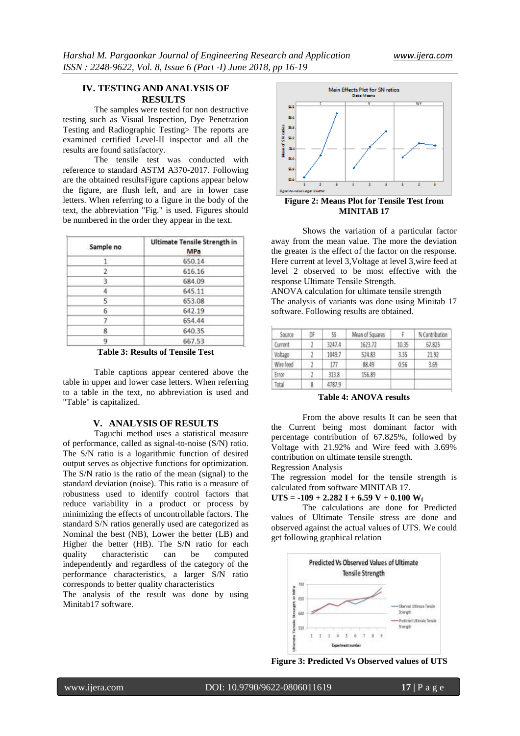## IV. TESTING AND ANALYSIS OF RESULTS

The samples were tested for non destructive testing such as Visual Inspection, Dye Penetration Testing and Radiographic Testing> The reports are examined certified Level-II inspector and all the results are found satisfactory.

The tensile test was conducted with reference to standard ASTM A370-2017. Following are the obtained resultsFigure captions appear below the figure, are flush left, and are in lower case letters. When referring to a figure in the body of the text, the abbreviation "Fig." is used. Figures should be numbered in the order they appear in the text.

| Sample no | Ultimate Tensile Strength in MPa |
|---|---|
| 1 | 650.14 |
| 2 | 616.16 |
| 3 | 684.09 |
| 4 | 645.11 |
| 5 | 653.08 |
| 6 | 642.19 |
| 7 | 654.44 |
| 8 | 640.35 |
| 9 | 667.53 |

**Table 3: Results of Tensile Test**

Table captions appear centered above the table in upper and lower case letters. When referring to a table in the text, no abbreviation is used and "Table" is capitalized.

## V. ANALYSIS OF RESULTS

Taguchi method uses a statistical measure of performance, called as signal-to-noise (S/N) ratio. The S/N ratio is a logarithmic function of desired output serves as objective functions for optimization. The S/N ratio is the ratio of the mean (signal) to the standard deviation (noise). This ratio is a measure of robustness used to identify control factors that reduce variability in a product or process by minimizing the effects of uncontrollable factors. The standard S/N ratios generally used are categorized as Nominal the best (NB), Lower the better (LB) and Higher the better (HB). The S/N ratio for each quality characteristic can be computed independently and regardless of the category of the performance characteristics, a larger S/N ratio corresponds to better quality characteristics

The analysis of the result was done by using Minitab17 software.

**Figure 2: Means Plot for Tensile Test from MINITAB 17**

Shows the variation of a particular factor away from the mean value. The more the deviation the greater is the effect of the factor on the response. Here current at level 3,Voltage at level 3,wire feed at level 2 observed to be most effective with the response Ultimate Tensile Strength.

ANOVA calculation for ultimate tensile strength

The analysis of variants was done using Minitab 17 software. Following results are obtained.

| Source | DF | SS | Mean of Squares | F | % Contribution |
|---|---|---|---|---|---|
| Current | 2 | 3247.4 | 1623.72 | 10.35 | 67.825 |
| Voltage | 2 | 1049.7 | 524.83 | 3.35 | 21.92 |
| Wire feed | 2 | 177 | 88.49 | 0.56 | 3.69 |
| Error | 2 | 313.8 | 156.89 | | |
| Total | 8 | 4787.9 | | | |

**Table 4: ANOVA results**

From the above results It can be seen that the Current being most dominant factor with percentage contribution of 67.825%, followed by Voltage with 21.92% and Wire feed with 3.69% contribution on ultimate tensile strength.

Regression Analysis

The regression model for the tensile strength is calculated from software MINITAB 17.

$$\mathbf{UTS = -109 + 2.282\ I + 6.59\ V + 0.100\ W_f}$$

The calculations are done for Predicted values of Ultimate Tensile stress are done and observed against the actual values of UTS. We could get following graphical relation

**Figure 3: Predicted Vs Observed values of UTS**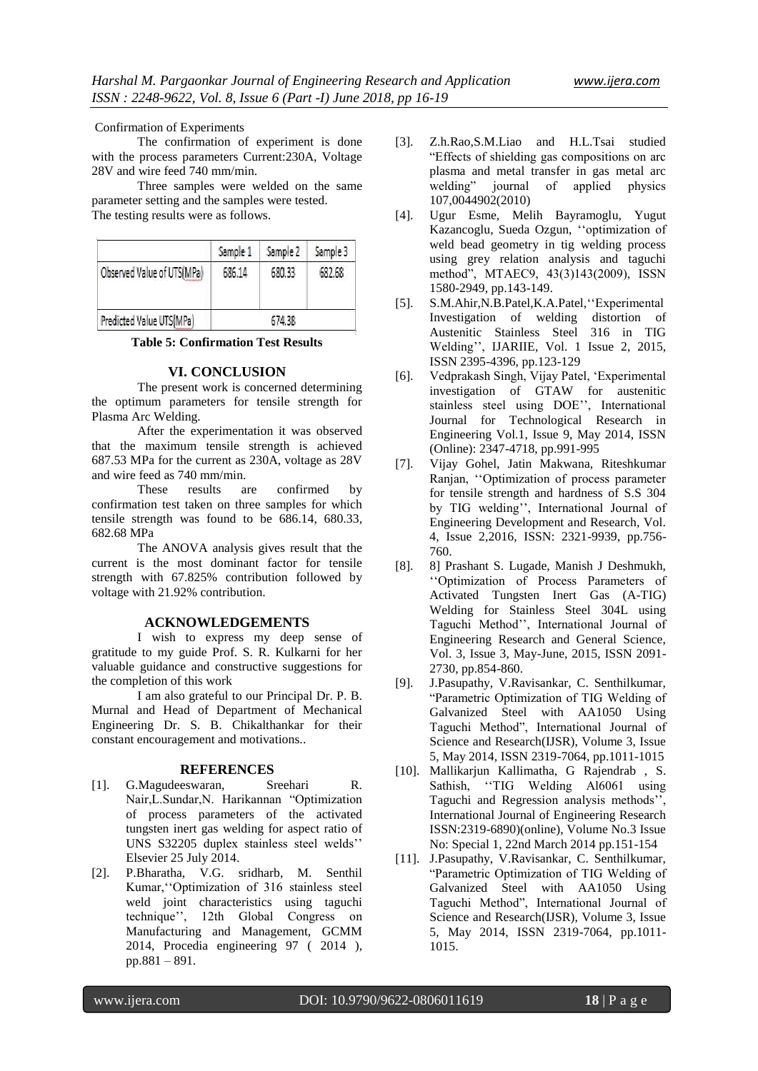Confirmation of Experiments

The confirmation of experiment is done with the process parameters Current:230A, Voltage 28V and wire feed 740 mm/min.

Three samples were welded on the same parameter setting and the samples were tested. The testing results were as follows.

| | Sample 1 | Sample 2 | Sample 3 |
|---|---|---|---|
| Observed Value of UTS(MPa) | 686.14 | 680.33 | 682.68 |
| Predicted Value UTS(MPa) | 674.38 | | |

**Table 5: Confirmation Test Results**

## VI. CONCLUSION

The present work is concerned determining the optimum parameters for tensile strength for Plasma Arc Welding.

After the experimentation it was observed that the maximum tensile strength is achieved 687.53 MPa for the current as 230A, voltage as 28V and wire feed as 740 mm/min.

These results are confirmed by confirmation test taken on three samples for which tensile strength was found to be 686.14, 680.33, 682.68 MPa

The ANOVA analysis gives result that the current is the most dominant factor for tensile strength with 67.825% contribution followed by voltage with 21.92% contribution.

## ACKNOWLEDGEMENTS

I wish to express my deep sense of gratitude to my guide Prof. S. R. Kulkarni for her valuable guidance and constructive suggestions for the completion of this work

I am also grateful to our Principal Dr. P. B. Murnal and Head of Department of Mechanical Engineering Dr. S. B. Chikalthankar for their constant encouragement and motivations..

## REFERENCES

[1]. G.Magudeeswaran, Sreehari R. Nair,L.Sundar,N. Harikannan "Optimization of process parameters of the activated tungsten inert gas welding for aspect ratio of UNS S32205 duplex stainless steel welds'' Elsevier 25 July 2014.

[2]. P.Bharatha, V.G. sridharb, M. Senthil Kumar,''Optimization of 316 stainless steel weld joint characteristics using taguchi technique'', 12th Global Congress on Manufacturing and Management, GCMM 2014, Procedia engineering 97 ( 2014 ), pp.881 – 891.

[3]. Z.h.Rao,S.M.Liao and H.L.Tsai studied "Effects of shielding gas compositions on arc plasma and metal transfer in gas metal arc welding" journal of applied physics 107,0044902(2010)

[4]. Ugur Esme, Melih Bayramoglu, Yugut Kazancoglu, Sueda Ozgun, ''optimization of weld bead geometry in tig welding process using grey relation analysis and taguchi method", MTAEC9, 43(3)143(2009), ISSN 1580-2949, pp.143-149.

[5]. S.M.Ahir,N.B.Patel,K.A.Patel,''Experimental Investigation of welding distortion of Austenitic Stainless Steel 316 in TIG Welding'', IJARIIE, Vol. 1 Issue 2, 2015, ISSN 2395-4396, pp.123-129

[6]. Vedprakash Singh, Vijay Patel, 'Experimental investigation of GTAW for austenitic stainless steel using DOE'', International Journal for Technological Research in Engineering Vol.1, Issue 9, May 2014, ISSN (Online): 2347-4718, pp.991-995

[7]. Vijay Gohel, Jatin Makwana, Riteshkumar Ranjan, ''Optimization of process parameter for tensile strength and hardness of S.S 304 by TIG welding'', International Journal of Engineering Development and Research, Vol. 4, Issue 2,2016, ISSN: 2321-9939, pp.756-760.

[8]. 8] Prashant S. Lugade, Manish J Deshmukh, ''Optimization of Process Parameters of Activated Tungsten Inert Gas (A-TIG) Welding for Stainless Steel 304L using Taguchi Method'', International Journal of Engineering Research and General Science, Vol. 3, Issue 3, May-June, 2015, ISSN 2091-2730, pp.854-860.

[9]. J.Pasupathy, V.Ravisankar, C. Senthilkumar, "Parametric Optimization of TIG Welding of Galvanized Steel with AA1050 Using Taguchi Method", International Journal of Science and Research(IJSR), Volume 3, Issue 5, May 2014, ISSN 2319-7064, pp.1011-1015

[10]. Mallikarjun Kallimatha, G Rajendrab , S. Sathish, ''TIG Welding Al6061 using Taguchi and Regression analysis methods'', International Journal of Engineering Research ISSN:2319-6890)(online), Volume No.3 Issue No: Special 1, 22nd March 2014 pp.151-154

[11]. J.Pasupathy, V.Ravisankar, C. Senthilkumar, "Parametric Optimization of TIG Welding of Galvanized Steel with AA1050 Using Taguchi Method", International Journal of Science and Research(IJSR), Volume 3, Issue 5, May 2014, ISSN 2319-7064, pp.1011-1015.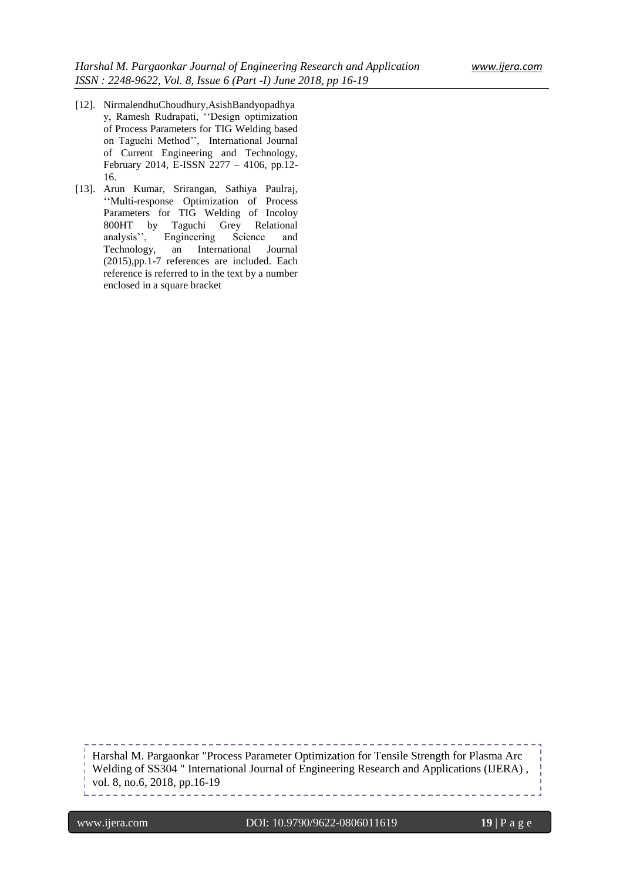[12]. NirmalendhuChoudhury,AsishBandyopadhyay, Ramesh Rudrapati, ''Design optimization of Process Parameters for TIG Welding based on Taguchi Method'', International Journal of Current Engineering and Technology, February 2014, E-ISSN 2277 – 4106, pp.12-16.

[13]. Arun Kumar, Srirangan, Sathiya Paulraj, ''Multi-response Optimization of Process Parameters for TIG Welding of Incoloy 800HT by Taguchi Grey Relational analysis'', Engineering Science and Technology, an International Journal (2015),pp.1-7 references are included. Each reference is referred to in the text by a number enclosed in a square bracket

Harshal M. Pargaonkar "Process Parameter Optimization for Tensile Strength for Plasma Arc Welding of SS304 " International Journal of Engineering Research and Applications (IJERA) , vol. 8, no.6, 2018, pp.16-19